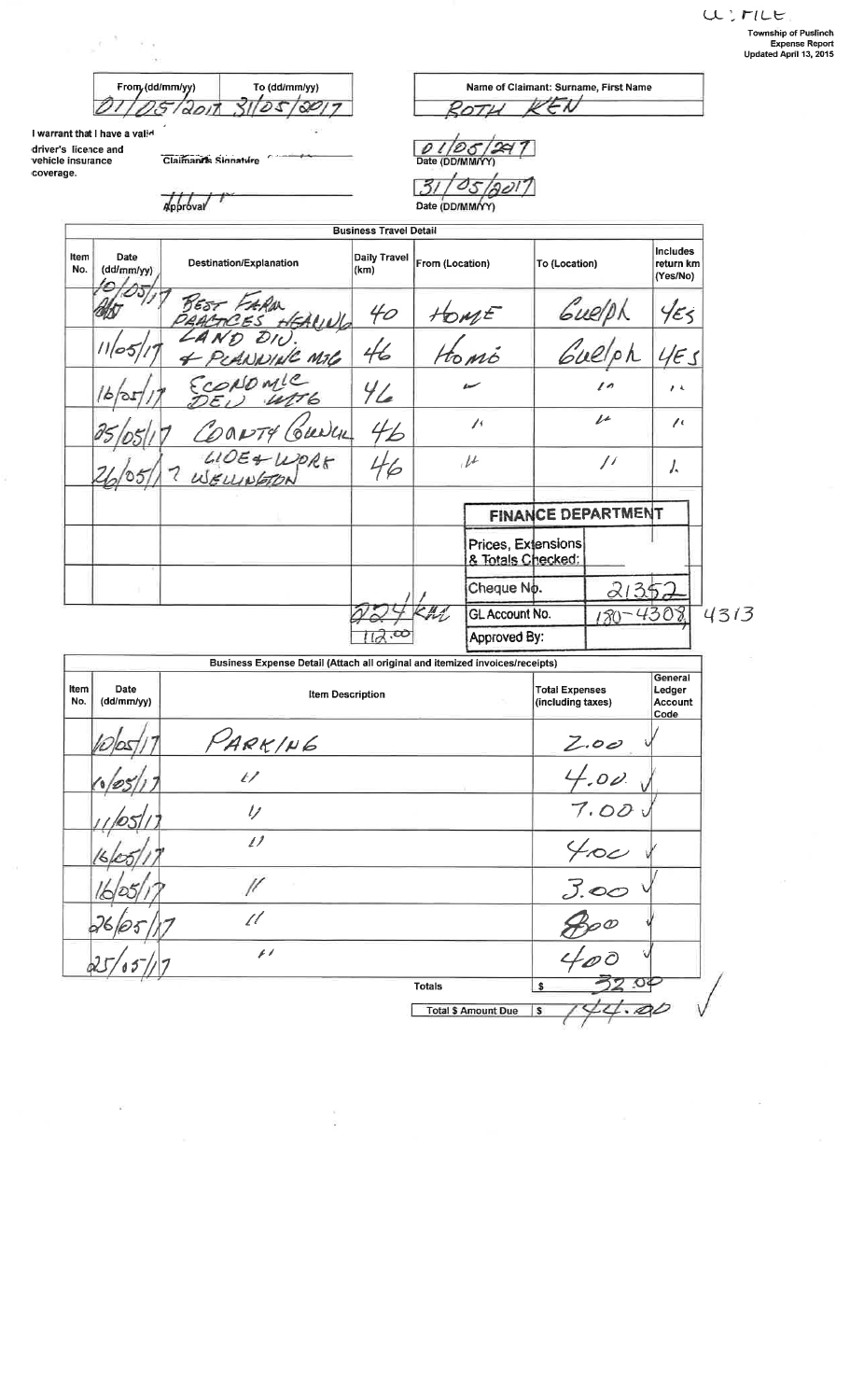CL: FILE

Township of Puslinch
Expense Report
Updated April 13, 2015

| From (dd/mm/yy) | To (dd/mm/yy) |
|---|---|
| 01/05/2017 | 31/05/2017 |

Name of Claimant: Surname, First Name

ROTH KEN

I warrant that I have a valid driver's licence and vehicle insurance coverage.

Claimant's Signature

Date (DD/MM/YY): 01/05/2017

Approval

Date (DD/MM/YY): 31/05/2017

## Business Travel Detail

| Item No. | Date (dd/mm/yy) | Destination/Explanation | Daily Travel (km) | From (Location) | To (Location) | Includes return km (Yes/No) |
|---|---|---|---|---|---|---|
| | 10/05/17 | BEST FARM PRACTICES HEARING | 40 | HOME | Guelph | YES |
| | 11/05/17 | LAND DIV. & PLANNING MTG | 46 | Home | Guelph | YES |
| | 16/05/17 | ECONOMIC DEV MTG | 46 | " | " | " |
| | 25/05/17 | COUNTY COUNCIL | 46 | " | " | " |
| | 26/05/17 | GIOE & WORK ? WELLINGTON | 46 | " | " | " |
| | | | 224 KM | | | |
| | | | 112.00 | | | |

**FINANCE DEPARTMENT**

| | |
|---|---|
| Prices, Extensions & Totals Checked: | |
| Cheque No. | 21352 |
| GL Account No. | 180-4308 4313 |
| Approved By: | |

## Business Expense Detail (Attach all original and itemized invoices/receipts)

| Item No. | Date (dd/mm/yy) | Item Description | Total Expenses (including taxes) | General Ledger Account Code |
|---|---|---|---|---|
| | 10/05/17 | PARKING | 2.00 | |
| | 10/05/17 | " | 4.00 | |
| | 11/05/17 | " | 7.00 | |
| | 16/05/17 | " | 4.00 | |
| | 16/05/17 | " | 3.00 | |
| | 26/05/17 | " | 8.00 | |
| | 25/05/17 | " | 4.00 | |
| | | Totals | $ 32.00 | |
| | | Total $ Amount Due | $ 144.00 | |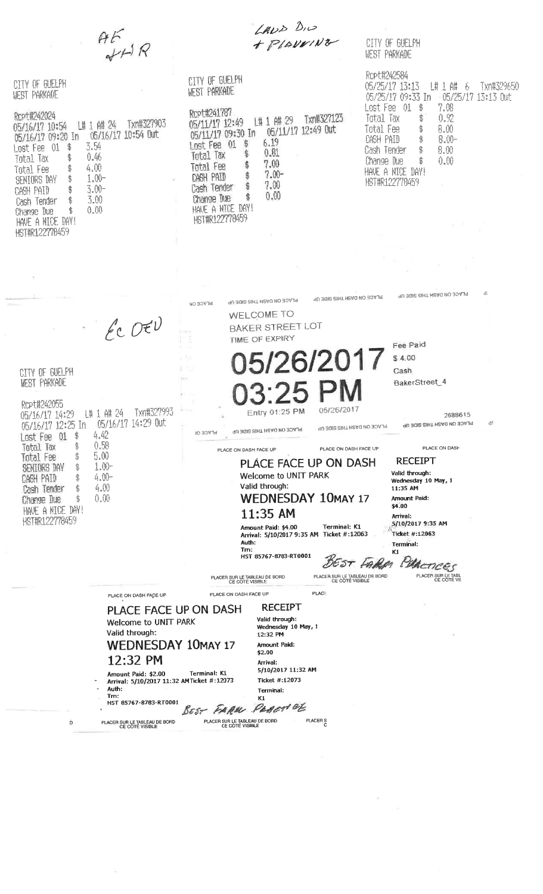AE
+HR

CITY OF GUELPH
WEST PARKADE

Rcpt#242024
05/16/17 10:54 L# 1 A# 24 Txn#327903
05/16/17 09:20 In 05/16/17 10:54 Out
Lost Fee 01 $ 3.54
Total Tax $ 0.46
Total Fee $ 4.00
SENIORS DAY $ 1.00-
CASH PAID $ 3.00-
Cash Tender $ 3.00
Change Due $ 0.00
HAVE A NICE DAY!
HST#R122778459

LAND DEV
+ PLANNING

CITY OF GUELPH
WEST PARKADE

Rcpt#241787
05/11/17 12:49 L# 1 A# 29 Txn#327123
05/11/17 09:30 In 05/11/17 12:49 Out
Lost Fee 01 $ 6.19
Total Tax $ 0.81
Total Fee $ 7.00
CASH PAID $ 7.00-
Cash Tender $ 7.00
Change Due $ 0.00
HAVE A NICE DAY!
HST#R122778459

CITY OF GUELPH
WEST PARKADE

Rcpt#242584
05/25/17 13:13 L# 1 A# 6 Txn#329650
05/25/17 09:33 In 05/25/17 13:13 Out
Lost Fee 01 $ 7.08
Total Tax $ 0.92
Total Fee $ 8.00
CASH PAID $ 8.00-
Cash Tender $ 8.00
Change Due $ 0.00
HAVE A NICE DAY!
HST#R122778459

EC DEV

CITY OF GUELPH
WEST PARKADE

Rcpt#242055
05/16/17 14:29 L# 1 A# 24 Txn#327993
05/16/17 12:25 In 05/16/17 14:29 Out
Lost Fee 01 $ 4.42
Total Tax $ 0.58
Total Fee $ 5.00
SENIORS DAY $ 1.00-
CASH PAID $ 4.00-
Cash Tender $ 4.00
Change Due $ 0.00
HAVE A NICE DAY!
HST#R122778459

PLACE ON DASH THIS SIDE UP

WELCOME TO
BAKER STREET LOT
TIME OF EXPIRY

**05/26/2017**
**03:25 PM**

Entry 01:25 PM 05/26/2017

Fee Paid
$ 4.00
Cash
BakerStreet_4

2688615

PLACE ON DASH THIS SIDE UP

PLACE ON DASH FACE UP

**PLACE FACE UP ON DASH**
Welcome to UNIT PARK
Valid through:
**WEDNESDAY 10MAY 17**
**11:35 AM**
Amount Paid: $4.00 Terminal: K1
Arrival: 5/10/2017 9:35 AM Ticket #:12063
Auth:
Trn:
HST 85767-8783-RT0001

**RECEIPT**
Valid through:
Wednesday 10 May, 1
11:35 AM
Amount Paid:
$4.00
Arrival:
5/10/2017 9:35 AM
Ticket #:12063
Terminal:
K1

BEST FARM PRACTICES

PLACER SUR LE TABLEAU DE BORD CE CÔTÉ VISIBLE

PLACE ON DASH FACE UP

**PLACE FACE UP ON DASH**
Welcome to UNIT PARK
Valid through:
**WEDNESDAY 10MAY 17**
**12:32 PM**
Amount Paid: $2.00 Terminal: K1
Arrival: 5/10/2017 11:32 AM Ticket #:12073
Auth:
Trn:
HST 85767-8783-RT0001

**RECEIPT**
Valid through:
Wednesday 10 May, 1
12:32 PM
Amount Paid:
$2.00
Arrival:
5/10/2017 11:32 AM
Ticket #:12073
Terminal:
K1

BEST FARM PRACTICE

PLACER SUR LE TABLEAU DE BORD CE CÔTÉ VISIBLE